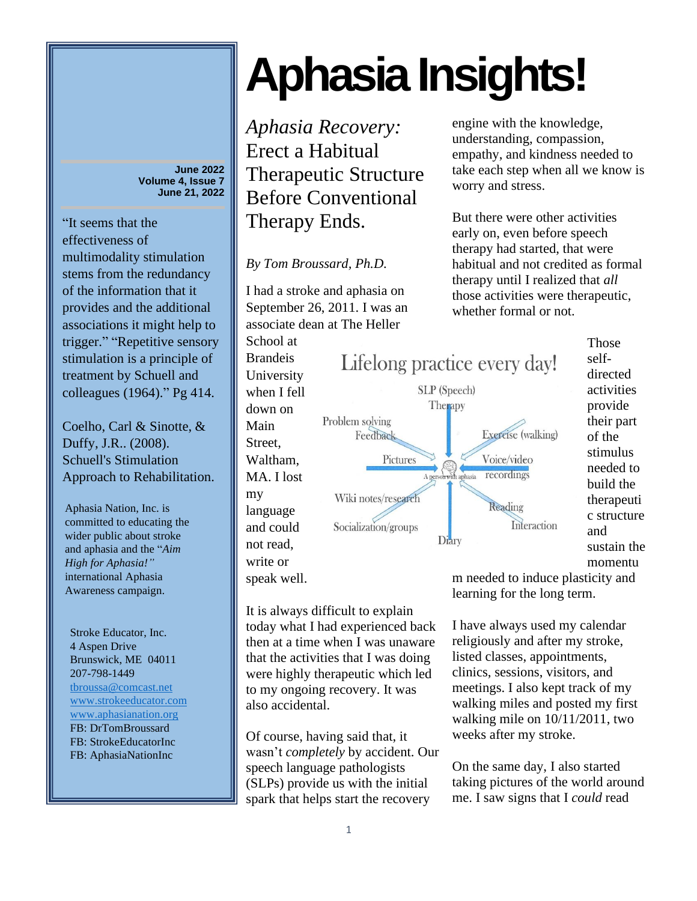# Aphasia Insights!

June 2022
Volume 4, Issue 7
June 21, 2022

"It seems that the effectiveness of multimodality stimulation stems from the redundancy of the information that it provides and the additional associations it might help to trigger." "Repetitive sensory stimulation is a principle of treatment by Schuell and colleagues (1964)." Pg 414.

Coelho, Carl & Sinotte, & Duffy, J.R.. (2008). Schuell's Stimulation Approach to Rehabilitation.

Aphasia Nation, Inc. is committed to educating the wider public about stroke and aphasia and the "*Aim High for Aphasia!"* international Aphasia Awareness campaign.

Stroke Educator, Inc.
4 Aspen Drive
Brunswick, ME 04011
207-798-1449
tbroussa@comcast.net
www.strokeeducator.com
www.aphasianation.org
FB: DrTomBroussard
FB: StrokeEducatorInc
FB: AphasiaNationInc

## *Aphasia Recovery:* Erect a Habitual Therapeutic Structure Before Conventional Therapy Ends.

*By Tom Broussard, Ph.D.*

I had a stroke and aphasia on September 26, 2011. I was an associate dean at The Heller School at Brandeis University when I fell down on Main Street, Waltham, MA. I lost my language and could not read, write or speak well.

It is always difficult to explain today what I had experienced back then at a time when I was unaware that the activities that I was doing were highly therapeutic which led to my ongoing recovery. It was also accidental.

Of course, having said that, it wasn't *completely* by accident. Our speech language pathologists (SLPs) provide us with the initial spark that helps start the recovery engine with the knowledge, understanding, compassion, empathy, and kindness needed to take each step when all we know is worry and stress.

But there were other activities early on, even before speech therapy had started, that were habitual and not credited as formal therapy until I realized that *all* those activities were therapeutic, whether formal or not.

**Lifelong practice every day!**

SLP (Speech) Therapy; Problem solving Feedback; Exercise (walking); Pictures; A person with aphasia; Voice/video recordings; Wiki notes/research; Reading; Socialization/groups; Interaction; Diary

Those self-directed activities provide their part of the stimulus needed to build the therapeutic structure and sustain the momentum needed to induce plasticity and learning for the long term.

I have always used my calendar religiously and after my stroke, listed classes, appointments, clinics, sessions, visitors, and meetings. I also kept track of my walking miles and posted my first walking mile on 10/11/2011, two weeks after my stroke.

On the same day, I also started taking pictures of the world around me. I saw signs that I *could* read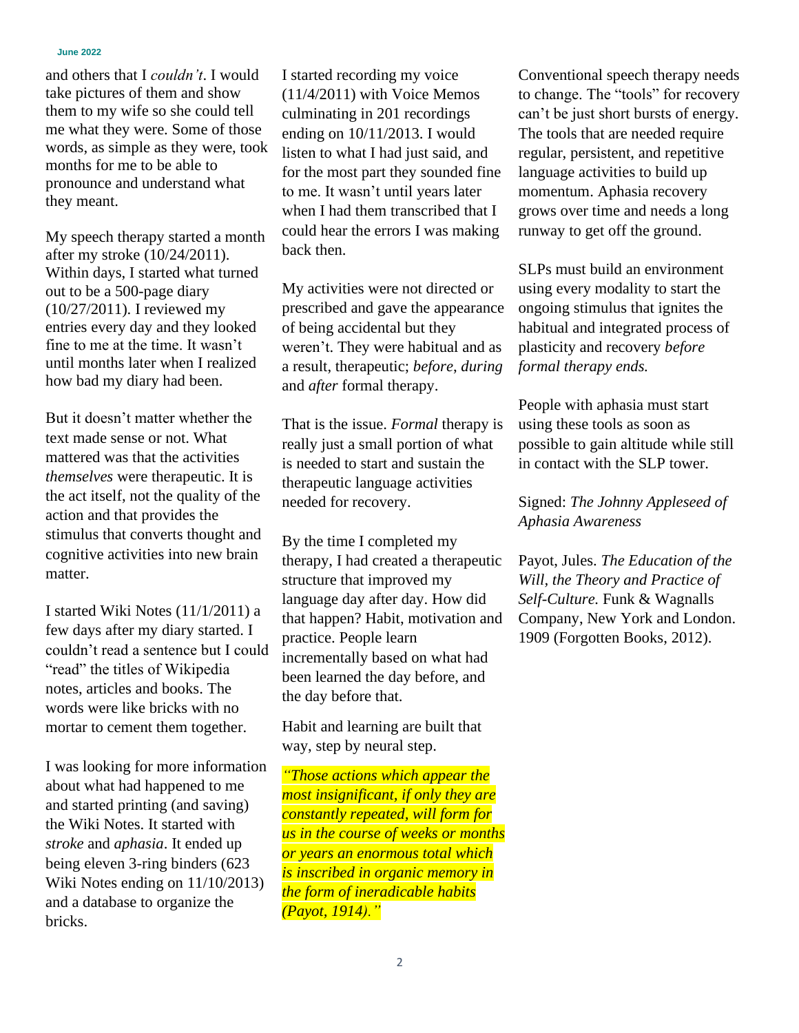and others that I *couldn't*. I would take pictures of them and show them to my wife so she could tell me what they were. Some of those words, as simple as they were, took months for me to be able to pronounce and understand what they meant.

My speech therapy started a month after my stroke (10/24/2011). Within days, I started what turned out to be a 500-page diary (10/27/2011). I reviewed my entries every day and they looked fine to me at the time. It wasn't until months later when I realized how bad my diary had been.

But it doesn't matter whether the text made sense or not. What mattered was that the activities *themselves* were therapeutic. It is the act itself, not the quality of the action and that provides the stimulus that converts thought and cognitive activities into new brain matter.

I started Wiki Notes (11/1/2011) a few days after my diary started. I couldn't read a sentence but I could "read" the titles of Wikipedia notes, articles and books. The words were like bricks with no mortar to cement them together.

I was looking for more information about what had happened to me and started printing (and saving) the Wiki Notes. It started with *stroke* and *aphasia*. It ended up being eleven 3-ring binders (623 Wiki Notes ending on 11/10/2013) and a database to organize the bricks.

I started recording my voice (11/4/2011) with Voice Memos culminating in 201 recordings ending on 10/11/2013. I would listen to what I had just said, and for the most part they sounded fine to me. It wasn't until years later when I had them transcribed that I could hear the errors I was making back then.

My activities were not directed or prescribed and gave the appearance of being accidental but they weren't. They were habitual and as a result, therapeutic; *before*, *during* and *after* formal therapy.

That is the issue. *Formal* therapy is really just a small portion of what is needed to start and sustain the therapeutic language activities needed for recovery.

By the time I completed my therapy, I had created a therapeutic structure that improved my language day after day. How did that happen? Habit, motivation and practice. People learn incrementally based on what had been learned the day before, and the day before that.

Habit and learning are built that way, step by neural step.

*"Those actions which appear the most insignificant, if only they are constantly repeated, will form for us in the course of weeks or months or years an enormous total which is inscribed in organic memory in the form of ineradicable habits (Payot, 1914)."*

Conventional speech therapy needs to change. The "tools" for recovery can't be just short bursts of energy. The tools that are needed require regular, persistent, and repetitive language activities to build up momentum. Aphasia recovery grows over time and needs a long runway to get off the ground.

SLPs must build an environment using every modality to start the ongoing stimulus that ignites the habitual and integrated process of plasticity and recovery *before formal therapy ends.*

People with aphasia must start using these tools as soon as possible to gain altitude while still in contact with the SLP tower.

Signed: *The Johnny Appleseed of Aphasia Awareness*

Payot, Jules. *The Education of the Will, the Theory and Practice of Self-Culture.* Funk & Wagnalls Company, New York and London. 1909 (Forgotten Books, 2012).